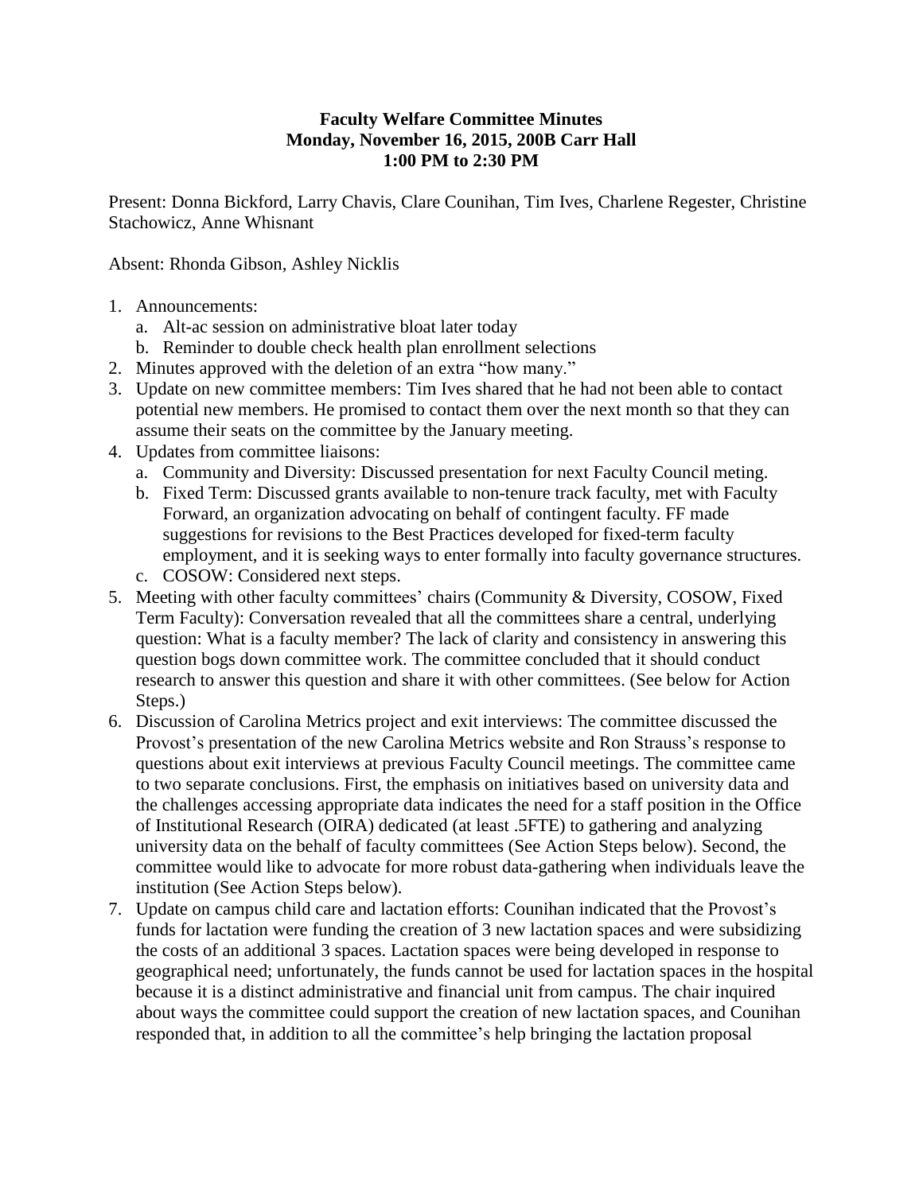**Faculty Welfare Committee Minutes**
**Monday, November 16, 2015, 200B Carr Hall**
**1:00 PM to 2:30 PM**

Present: Donna Bickford, Larry Chavis, Clare Counihan, Tim Ives, Charlene Regester, Christine Stachowicz, Anne Whisnant

Absent: Rhonda Gibson, Ashley Nicklis

1. Announcements:
   a. Alt-ac session on administrative bloat later today
   b. Reminder to double check health plan enrollment selections
2. Minutes approved with the deletion of an extra "how many."
3. Update on new committee members: Tim Ives shared that he had not been able to contact potential new members. He promised to contact them over the next month so that they can assume their seats on the committee by the January meeting.
4. Updates from committee liaisons:
   a. Community and Diversity: Discussed presentation for next Faculty Council meting.
   b. Fixed Term: Discussed grants available to non-tenure track faculty, met with Faculty Forward, an organization advocating on behalf of contingent faculty. FF made suggestions for revisions to the Best Practices developed for fixed-term faculty employment, and it is seeking ways to enter formally into faculty governance structures.
   c. COSOW: Considered next steps.
5. Meeting with other faculty committees' chairs (Community & Diversity, COSOW, Fixed Term Faculty): Conversation revealed that all the committees share a central, underlying question: What is a faculty member? The lack of clarity and consistency in answering this question bogs down committee work. The committee concluded that it should conduct research to answer this question and share it with other committees. (See below for Action Steps.)
6. Discussion of Carolina Metrics project and exit interviews: The committee discussed the Provost's presentation of the new Carolina Metrics website and Ron Strauss's response to questions about exit interviews at previous Faculty Council meetings. The committee came to two separate conclusions. First, the emphasis on initiatives based on university data and the challenges accessing appropriate data indicates the need for a staff position in the Office of Institutional Research (OIRA) dedicated (at least .5FTE) to gathering and analyzing university data on the behalf of faculty committees (See Action Steps below). Second, the committee would like to advocate for more robust data-gathering when individuals leave the institution (See Action Steps below).
7. Update on campus child care and lactation efforts: Counihan indicated that the Provost's funds for lactation were funding the creation of 3 new lactation spaces and were subsidizing the costs of an additional 3 spaces. Lactation spaces were being developed in response to geographical need; unfortunately, the funds cannot be used for lactation spaces in the hospital because it is a distinct administrative and financial unit from campus. The chair inquired about ways the committee could support the creation of new lactation spaces, and Counihan responded that, in addition to all the committee's help bringing the lactation proposal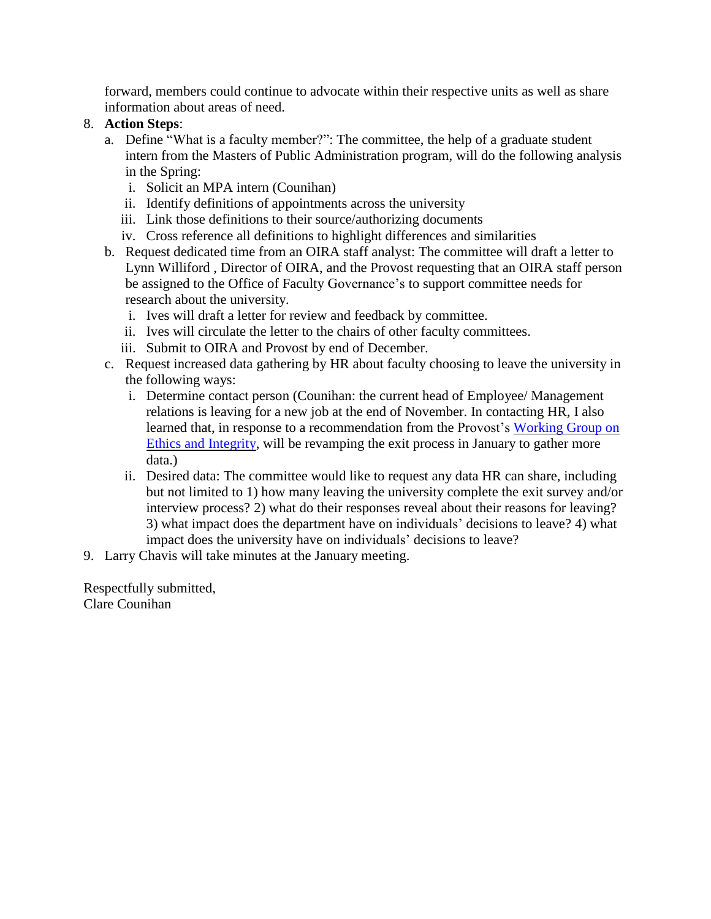forward, members could continue to advocate within their respective units as well as share information about areas of need.

8. **Action Steps**:
   a. Define "What is a faculty member?": The committee, the help of a graduate student intern from the Masters of Public Administration program, will do the following analysis in the Spring:
      i. Solicit an MPA intern (Counihan)
      ii. Identify definitions of appointments across the university
      iii. Link those definitions to their source/authorizing documents
      iv. Cross reference all definitions to highlight differences and similarities
   b. Request dedicated time from an OIRA staff analyst: The committee will draft a letter to Lynn Williford , Director of OIRA, and the Provost requesting that an OIRA staff person be assigned to the Office of Faculty Governance's to support committee needs for research about the university.
      i. Ives will draft a letter for review and feedback by committee.
      ii. Ives will circulate the letter to the chairs of other faculty committees.
      iii. Submit to OIRA and Provost by end of December.
   c. Request increased data gathering by HR about faculty choosing to leave the university in the following ways:
      i. Determine contact person (Counihan: the current head of Employee/ Management relations is leaving for a new job at the end of November. In contacting HR, I also learned that, in response to a recommendation from the Provost's Working Group on Ethics and Integrity, will be revamping the exit process in January to gather more data.)
      ii. Desired data: The committee would like to request any data HR can share, including but not limited to 1) how many leaving the university complete the exit survey and/or interview process? 2) what do their responses reveal about their reasons for leaving? 3) what impact does the department have on individuals' decisions to leave? 4) what impact does the university have on individuals' decisions to leave?
9. Larry Chavis will take minutes at the January meeting.

Respectfully submitted,
Clare Counihan